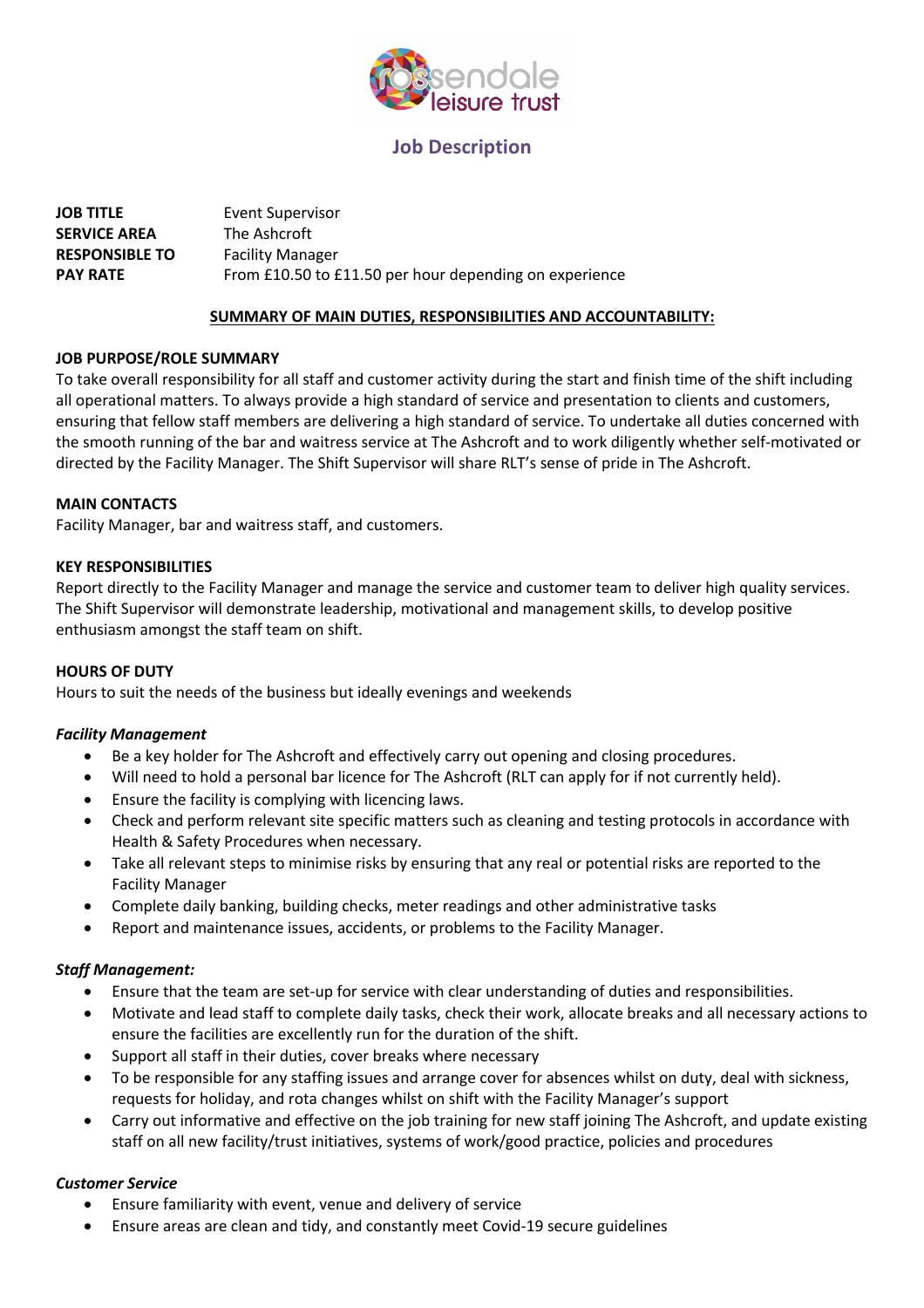rossendale leisure trust

# Job Description

| | |
|---|---|
| **JOB TITLE** | Event Supervisor |
| **SERVICE AREA** | The Ashcroft |
| **RESPONSIBLE TO** | Facility Manager |
| **PAY RATE** | From £10.50 to £11.50 per hour depending on experience |

## SUMMARY OF MAIN DUTIES, RESPONSIBILITIES AND ACCOUNTABILITY:

### JOB PURPOSE/ROLE SUMMARY

To take overall responsibility for all staff and customer activity during the start and finish time of the shift including all operational matters. To always provide a high standard of service and presentation to clients and customers, ensuring that fellow staff members are delivering a high standard of service. To undertake all duties concerned with the smooth running of the bar and waitress service at The Ashcroft and to work diligently whether self-motivated or directed by the Facility Manager. The Shift Supervisor will share RLT's sense of pride in The Ashcroft.

### MAIN CONTACTS

Facility Manager, bar and waitress staff, and customers.

### KEY RESPONSIBILITIES

Report directly to the Facility Manager and manage the service and customer team to deliver high quality services. The Shift Supervisor will demonstrate leadership, motivational and management skills, to develop positive enthusiasm amongst the staff team on shift.

### HOURS OF DUTY

Hours to suit the needs of the business but ideally evenings and weekends

#### *Facility Management*

- Be a key holder for The Ashcroft and effectively carry out opening and closing procedures.
- Will need to hold a personal bar licence for The Ashcroft (RLT can apply for if not currently held).
- Ensure the facility is complying with licencing laws.
- Check and perform relevant site specific matters such as cleaning and testing protocols in accordance with Health & Safety Procedures when necessary.
- Take all relevant steps to minimise risks by ensuring that any real or potential risks are reported to the Facility Manager
- Complete daily banking, building checks, meter readings and other administrative tasks
- Report and maintenance issues, accidents, or problems to the Facility Manager.

#### *Staff Management:*

- Ensure that the team are set-up for service with clear understanding of duties and responsibilities.
- Motivate and lead staff to complete daily tasks, check their work, allocate breaks and all necessary actions to ensure the facilities are excellently run for the duration of the shift.
- Support all staff in their duties, cover breaks where necessary
- To be responsible for any staffing issues and arrange cover for absences whilst on duty, deal with sickness, requests for holiday, and rota changes whilst on shift with the Facility Manager's support
- Carry out informative and effective on the job training for new staff joining The Ashcroft, and update existing staff on all new facility/trust initiatives, systems of work/good practice, policies and procedures

#### *Customer Service*

- Ensure familiarity with event, venue and delivery of service
- Ensure areas are clean and tidy, and constantly meet Covid-19 secure guidelines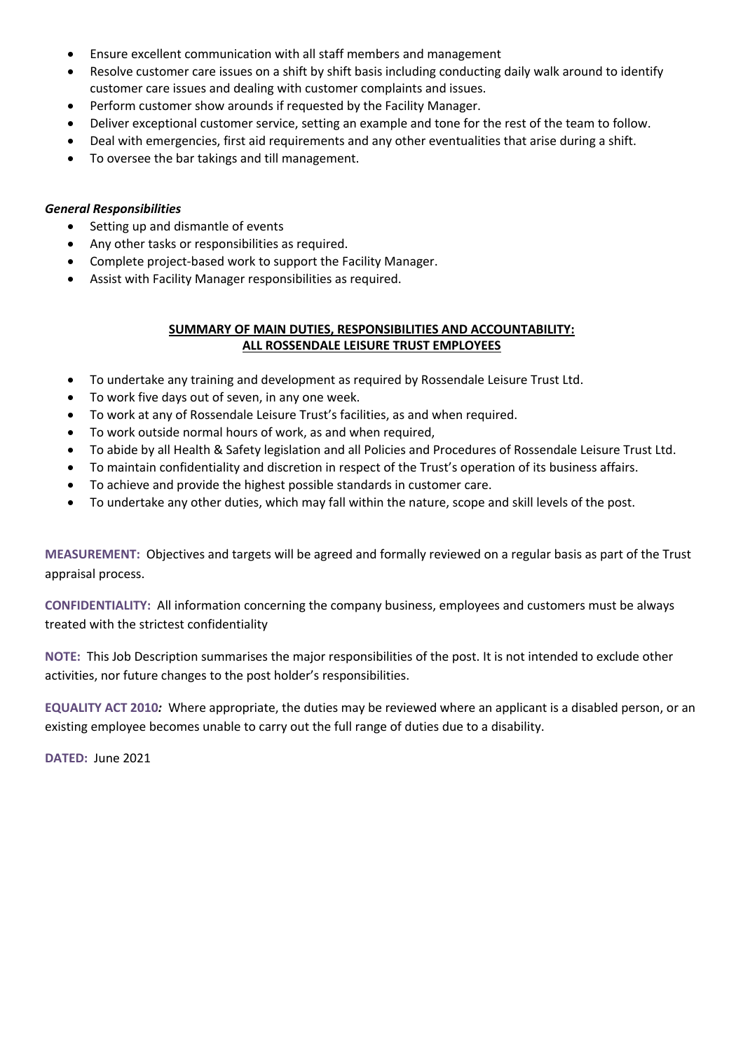- Ensure excellent communication with all staff members and management
- Resolve customer care issues on a shift by shift basis including conducting daily walk around to identify customer care issues and dealing with customer complaints and issues.
- Perform customer show arounds if requested by the Facility Manager.
- Deliver exceptional customer service, setting an example and tone for the rest of the team to follow.
- Deal with emergencies, first aid requirements and any other eventualities that arise during a shift.
- To oversee the bar takings and till management.

***General Responsibilities***

- Setting up and dismantle of events
- Any other tasks or responsibilities as required.
- Complete project-based work to support the Facility Manager.
- Assist with Facility Manager responsibilities as required.

**SUMMARY OF MAIN DUTIES, RESPONSIBILITIES AND ACCOUNTABILITY:**
**ALL ROSSENDALE LEISURE TRUST EMPLOYEES**

- To undertake any training and development as required by Rossendale Leisure Trust Ltd.
- To work five days out of seven, in any one week.
- To work at any of Rossendale Leisure Trust's facilities, as and when required.
- To work outside normal hours of work, as and when required,
- To abide by all Health & Safety legislation and all Policies and Procedures of Rossendale Leisure Trust Ltd.
- To maintain confidentiality and discretion in respect of the Trust's operation of its business affairs.
- To achieve and provide the highest possible standards in customer care.
- To undertake any other duties, which may fall within the nature, scope and skill levels of the post.

**MEASUREMENT:** Objectives and targets will be agreed and formally reviewed on a regular basis as part of the Trust appraisal process.

**CONFIDENTIALITY:** All information concerning the company business, employees and customers must be always treated with the strictest confidentiality

**NOTE:** This Job Description summarises the major responsibilities of the post. It is not intended to exclude other activities, nor future changes to the post holder's responsibilities.

**EQUALITY ACT 2010*:*** Where appropriate, the duties may be reviewed where an applicant is a disabled person, or an existing employee becomes unable to carry out the full range of duties due to a disability.

**DATED:** June 2021